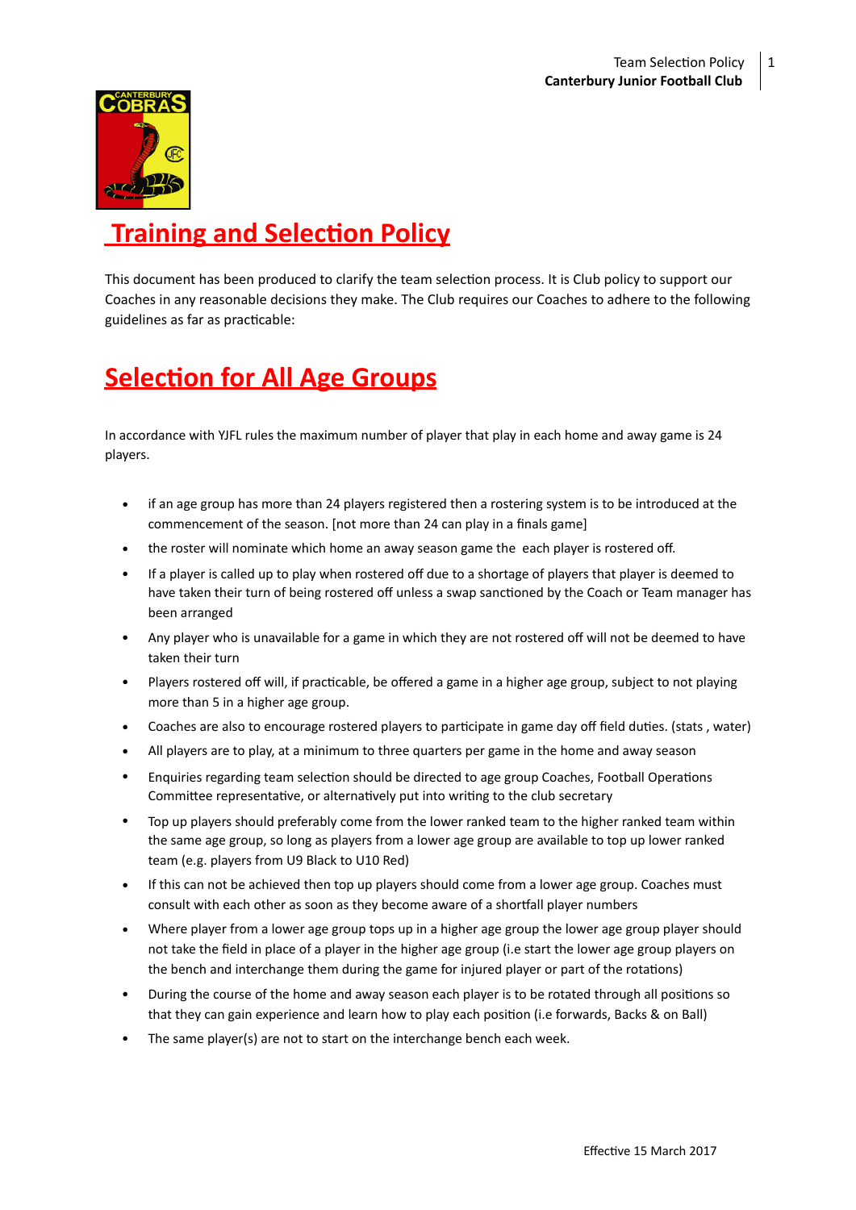# Training and Selection Policy

This document has been produced to clarify the team selection process. It is Club policy to support our Coaches in any reasonable decisions they make. The Club requires our Coaches to adhere to the following guidelines as far as practicable:

## Selection for All Age Groups

In accordance with YJFL rules the maximum number of player that play in each home and away game is 24 players.

- if an age group has more than 24 players registered then a rostering system is to be introduced at the commencement of the season. [not more than 24 can play in a finals game]
- the roster will nominate which home an away season game the each player is rostered off.
- If a player is called up to play when rostered off due to a shortage of players that player is deemed to have taken their turn of being rostered off unless a swap sanctioned by the Coach or Team manager has been arranged
- Any player who is unavailable for a game in which they are not rostered off will not be deemed to have taken their turn
- Players rostered off will, if practicable, be offered a game in a higher age group, subject to not playing more than 5 in a higher age group.
- Coaches are also to encourage rostered players to participate in game day off field duties. (stats , water)
- All players are to play, at a minimum to three quarters per game in the home and away season
- Enquiries regarding team selection should be directed to age group Coaches, Football Operations Committee representative, or alternatively put into writing to the club secretary
- Top up players should preferably come from the lower ranked team to the higher ranked team within the same age group, so long as players from a lower age group are available to top up lower ranked team (e.g. players from U9 Black to U10 Red)
- If this can not be achieved then top up players should come from a lower age group. Coaches must consult with each other as soon as they become aware of a shortfall player numbers
- Where player from a lower age group tops up in a higher age group the lower age group player should not take the field in place of a player in the higher age group (i.e start the lower age group players on the bench and interchange them during the game for injured player or part of the rotations)
- During the course of the home and away season each player is to be rotated through all positions so that they can gain experience and learn how to play each position (i.e forwards, Backs & on Ball)
- The same player(s) are not to start on the interchange bench each week.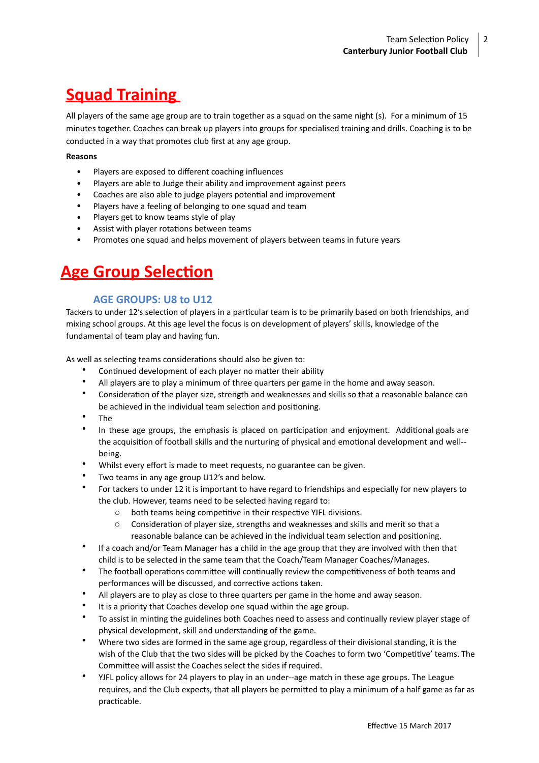# Squad Training

All players of the same age group are to train together as a squad on the same night (s). For a minimum of 15 minutes together. Coaches can break up players into groups for specialised training and drills. Coaching is to be conducted in a way that promotes club first at any age group.

**Reasons**

- Players are exposed to different coaching influences
- Players are able to Judge their ability and improvement against peers
- Coaches are also able to judge players potential and improvement
- Players have a feeling of belonging to one squad and team
- Players get to know teams style of play
- Assist with player rotations between teams
- Promotes one squad and helps movement of players between teams in future years

# Age Group Selection

### AGE GROUPS: U8 to U12

Tackers to under 12's selection of players in a particular team is to be primarily based on both friendships, and mixing school groups. At this age level the focus is on development of players' skills, knowledge of the fundamental of team play and having fun.

As well as selecting teams considerations should also be given to:

- Continued development of each player no matter their ability
- All players are to play a minimum of three quarters per game in the home and away season.
- Consideration of the player size, strength and weaknesses and skills so that a reasonable balance can be achieved in the individual team selection and positioning.
- The
- In these age groups, the emphasis is placed on participation and enjoyment. Additional goals are the acquisition of football skills and the nurturing of physical and emotional development and well--being.
- Whilst every effort is made to meet requests, no guarantee can be given.
- Two teams in any age group U12's and below.
- For tackers to under 12 it is important to have regard to friendships and especially for new players to the club. However, teams need to be selected having regard to:
    - both teams being competitive in their respective YJFL divisions.
    - Consideration of player size, strengths and weaknesses and skills and merit so that a reasonable balance can be achieved in the individual team selection and positioning.
- If a coach and/or Team Manager has a child in the age group that they are involved with then that child is to be selected in the same team that the Coach/Team Manager Coaches/Manages.
- The football operations committee will continually review the competitiveness of both teams and performances will be discussed, and corrective actions taken.
- All players are to play as close to three quarters per game in the home and away season.
- It is a priority that Coaches develop one squad within the age group.
- To assist in minting the guidelines both Coaches need to assess and continually review player stage of physical development, skill and understanding of the game.
- Where two sides are formed in the same age group, regardless of their divisional standing, it is the wish of the Club that the two sides will be picked by the Coaches to form two 'Competitive' teams. The Committee will assist the Coaches select the sides if required.
- YJFL policy allows for 24 players to play in an under--age match in these age groups. The League requires, and the Club expects, that all players be permitted to play a minimum of a half game as far as practicable.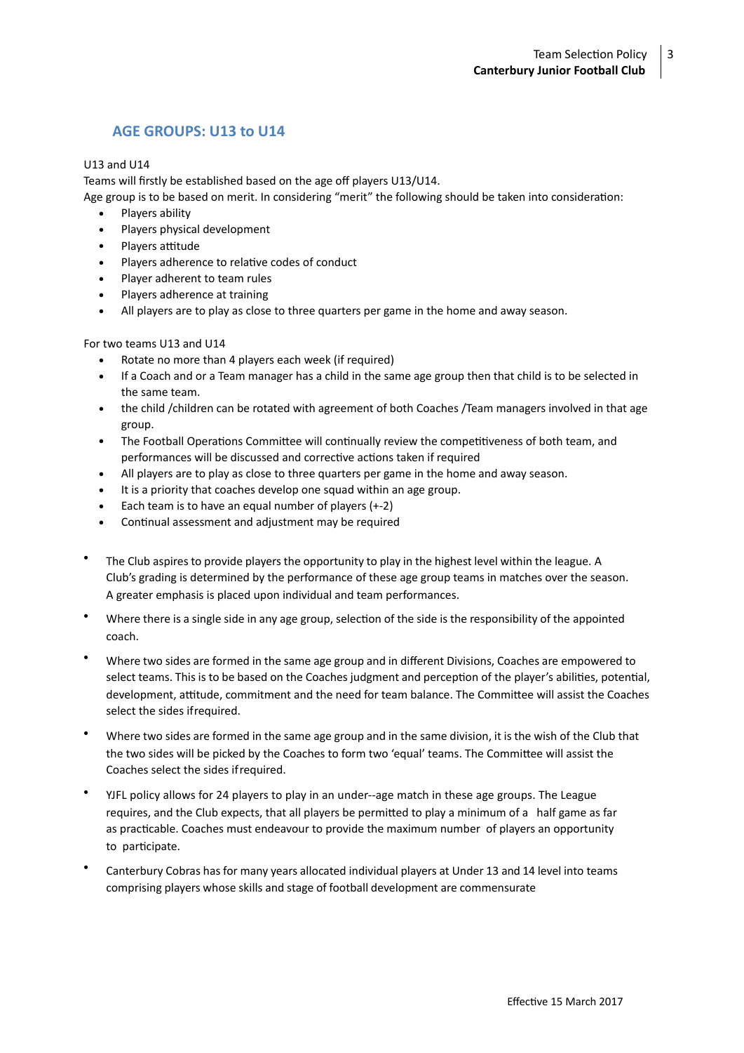## AGE GROUPS: U13 to U14

U13 and U14

Teams will firstly be established based on the age off players U13/U14.

Age group is to be based on merit. In considering "merit" the following should be taken into consideration:

- Players ability
- Players physical development
- Players attitude
- Players adherence to relative codes of conduct
- Player adherent to team rules
- Players adherence at training
- All players are to play as close to three quarters per game in the home and away season.

For two teams U13 and U14

- Rotate no more than 4 players each week (if required)
- If a Coach and or a Team manager has a child in the same age group then that child is to be selected in the same team.
- the child /children can be rotated with agreement of both Coaches /Team managers involved in that age group.
- The Football Operations Committee will continually review the competitiveness of both team, and performances will be discussed and corrective actions taken if required
- All players are to play as close to three quarters per game in the home and away season.
- It is a priority that coaches develop one squad within an age group.
- Each team is to have an equal number of players (+-2)
- Continual assessment and adjustment may be required

- The Club aspires to provide players the opportunity to play in the highest level within the league. A Club's grading is determined by the performance of these age group teams in matches over the season. A greater emphasis is placed upon individual and team performances.
- Where there is a single side in any age group, selection of the side is the responsibility of the appointed coach.
- Where two sides are formed in the same age group and in different Divisions, Coaches are empowered to select teams. This is to be based on the Coaches judgment and perception of the player's abilities, potential, development, attitude, commitment and the need for team balance. The Committee will assist the Coaches select the sides ifrequired.
- Where two sides are formed in the same age group and in the same division, it is the wish of the Club that the two sides will be picked by the Coaches to form two 'equal' teams. The Committee will assist the Coaches select the sides ifrequired.
- YJFL policy allows for 24 players to play in an under--age match in these age groups. The League requires, and the Club expects, that all players be permitted to play a minimum of a half game as far as practicable. Coaches must endeavour to provide the maximum number of players an opportunity to participate.
- Canterbury Cobras has for many years allocated individual players at Under 13 and 14 level into teams comprising players whose skills and stage of football development are commensurate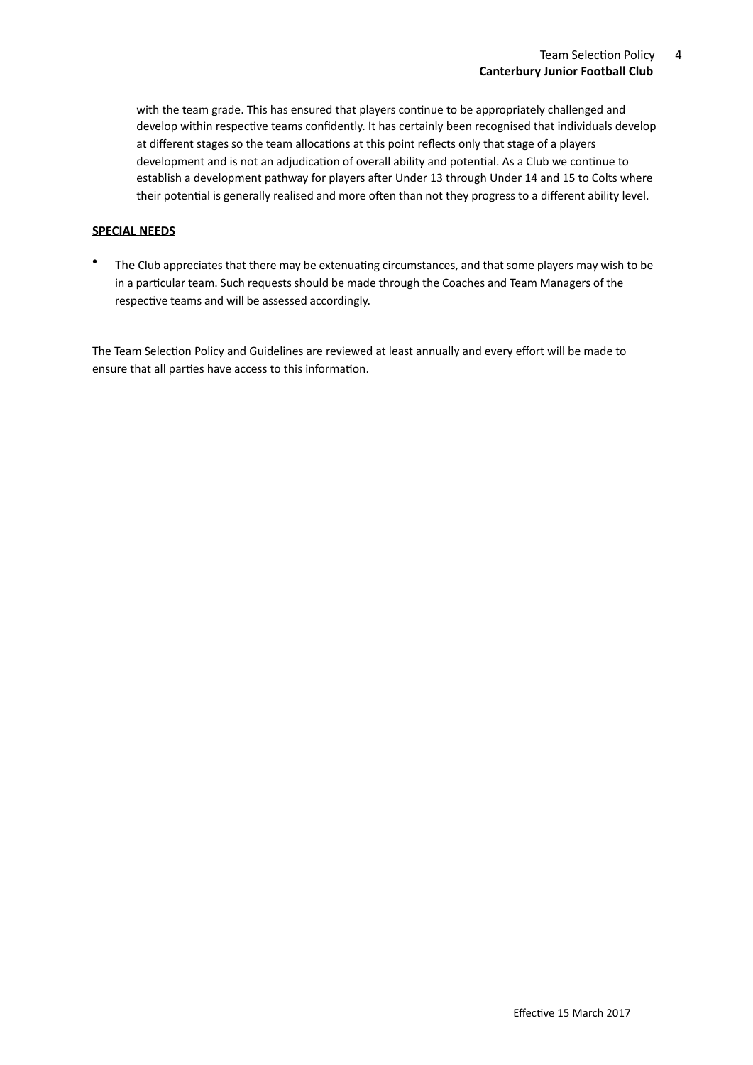with the team grade. This has ensured that players continue to be appropriately challenged and develop within respective teams confidently. It has certainly been recognised that individuals develop at different stages so the team allocations at this point reflects only that stage of a players development and is not an adjudication of overall ability and potential. As a Club we continue to establish a development pathway for players after Under 13 through Under 14 and 15 to Colts where their potential is generally realised and more often than not they progress to a different ability level.

**SPECIAL NEEDS**

- The Club appreciates that there may be extenuating circumstances, and that some players may wish to be in a particular team. Such requests should be made through the Coaches and Team Managers of the respective teams and will be assessed accordingly.

The Team Selection Policy and Guidelines are reviewed at least annually and every effort will be made to ensure that all parties have access to this information.